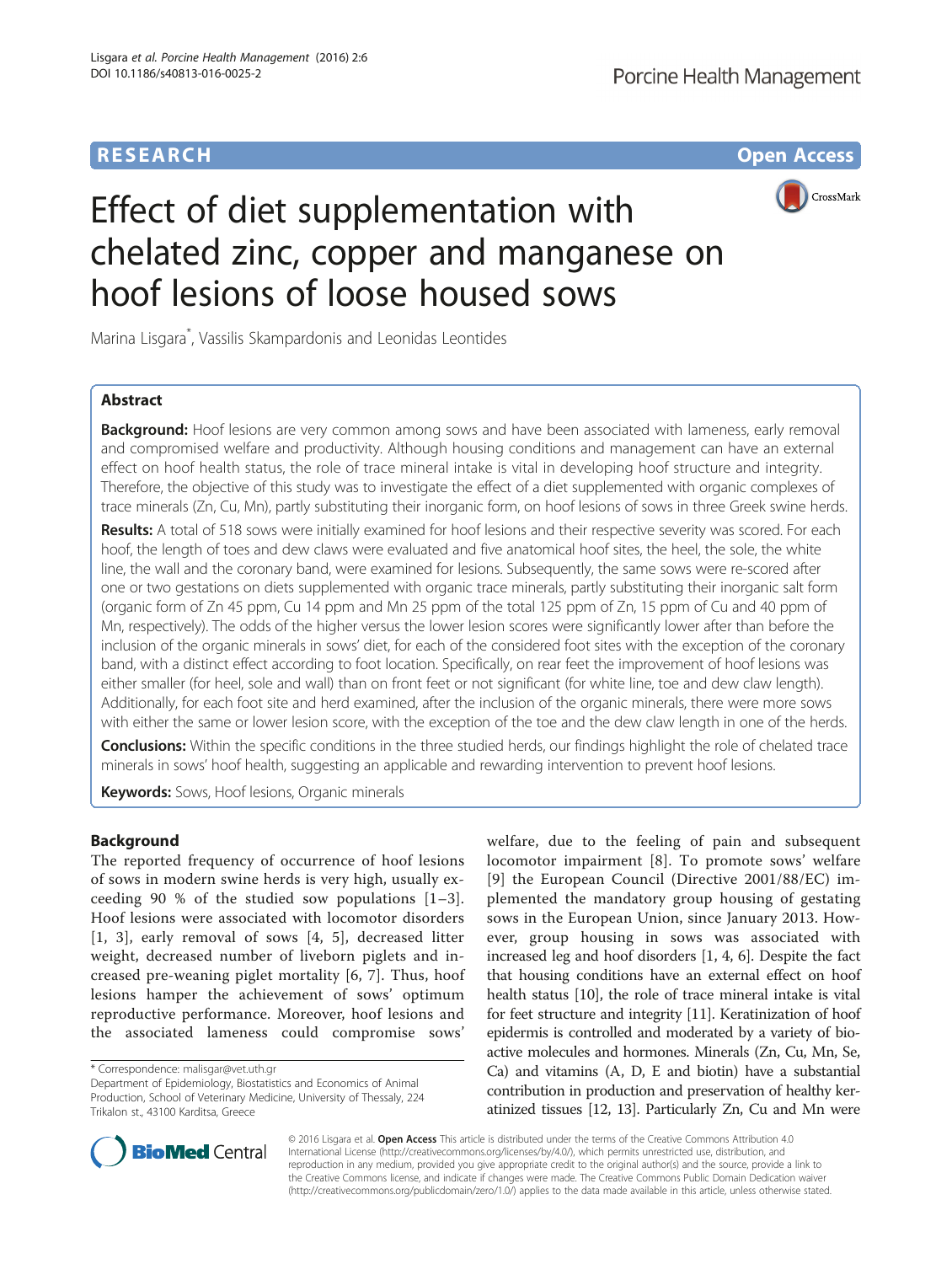**RESEARCH** **Open Access**

# Effect of diet supplementation with chelated zinc, copper and manganese on hoof lesions of loose housed sows

Marina Lisgara*, Vassilis Skampardonis and Leonidas Leontides

## Abstract

**Background:** Hoof lesions are very common among sows and have been associated with lameness, early removal and compromised welfare and productivity. Although housing conditions and management can have an external effect on hoof health status, the role of trace mineral intake is vital in developing hoof structure and integrity. Therefore, the objective of this study was to investigate the effect of a diet supplemented with organic complexes of trace minerals (Zn, Cu, Mn), partly substituting their inorganic form, on hoof lesions of sows in three Greek swine herds.

**Results:** A total of 518 sows were initially examined for hoof lesions and their respective severity was scored. For each hoof, the length of toes and dew claws were evaluated and five anatomical hoof sites, the heel, the sole, the white line, the wall and the coronary band, were examined for lesions. Subsequently, the same sows were re-scored after one or two gestations on diets supplemented with organic trace minerals, partly substituting their inorganic salt form (organic form of Zn 45 ppm, Cu 14 ppm and Mn 25 ppm of the total 125 ppm of Zn, 15 ppm of Cu and 40 ppm of Mn, respectively). The odds of the higher versus the lower lesion scores were significantly lower after than before the inclusion of the organic minerals in sows' diet, for each of the considered foot sites with the exception of the coronary band, with a distinct effect according to foot location. Specifically, on rear feet the improvement of hoof lesions was either smaller (for heel, sole and wall) than on front feet or not significant (for white line, toe and dew claw length). Additionally, for each foot site and herd examined, after the inclusion of the organic minerals, there were more sows with either the same or lower lesion score, with the exception of the toe and the dew claw length in one of the herds.

**Conclusions:** Within the specific conditions in the three studied herds, our findings highlight the role of chelated trace minerals in sows' hoof health, suggesting an applicable and rewarding intervention to prevent hoof lesions.

**Keywords:** Sows, Hoof lesions, Organic minerals

## Background

The reported frequency of occurrence of hoof lesions of sows in modern swine herds is very high, usually exceeding 90 % of the studied sow populations [1–3]. Hoof lesions were associated with locomotor disorders [1, 3], early removal of sows [4, 5], decreased litter weight, decreased number of liveborn piglets and increased pre-weaning piglet mortality [6, 7]. Thus, hoof lesions hamper the achievement of sows' optimum reproductive performance. Moreover, hoof lesions and the associated lameness could compromise sows' welfare, due to the feeling of pain and subsequent locomotor impairment [8]. To promote sows' welfare [9] the European Council (Directive 2001/88/EC) implemented the mandatory group housing of gestating sows in the European Union, since January 2013. However, group housing in sows was associated with increased leg and hoof disorders [1, 4, 6]. Despite the fact that housing conditions have an external effect on hoof health status [10], the role of trace mineral intake is vital for feet structure and integrity [11]. Keratinization of hoof epidermis is controlled and moderated by a variety of bioactive molecules and hormones. Minerals (Zn, Cu, Mn, Se, Ca) and vitamins (A, D, E and biotin) have a substantial contribution in production and preservation of healthy keratinized tissues [12, 13]. Particularly Zn, Cu and Mn were

* Correspondence: malisgar@vet.uth.gr
Department of Epidemiology, Biostatistics and Economics of Animal Production, School of Veterinary Medicine, University of Thessaly, 224 Trikalon st., 43100 Karditsa, Greece

© 2016 Lisgara et al. **Open Access** This article is distributed under the terms of the Creative Commons Attribution 4.0 International License (http://creativecommons.org/licenses/by/4.0/), which permits unrestricted use, distribution, and reproduction in any medium, provided you give appropriate credit to the original author(s) and the source, provide a link to the Creative Commons license, and indicate if changes were made. The Creative Commons Public Domain Dedication waiver (http://creativecommons.org/publicdomain/zero/1.0/) applies to the data made available in this article, unless otherwise stated.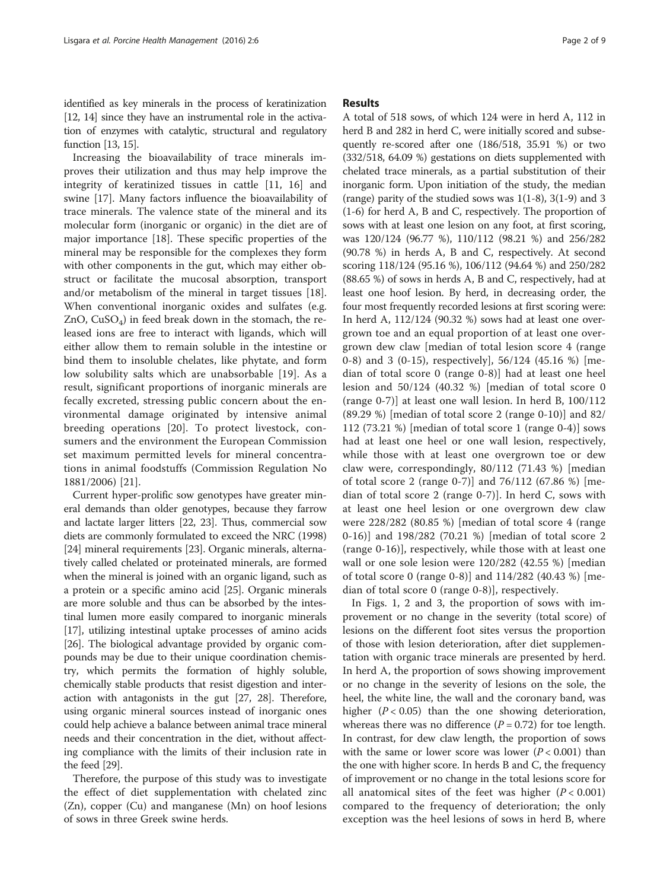identified as key minerals in the process of keratinization [12, 14] since they have an instrumental role in the activation of enzymes with catalytic, structural and regulatory function [13, 15].

Increasing the bioavailability of trace minerals improves their utilization and thus may help improve the integrity of keratinized tissues in cattle [11, 16] and swine [17]. Many factors influence the bioavailability of trace minerals. The valence state of the mineral and its molecular form (inorganic or organic) in the diet are of major importance [18]. These specific properties of the mineral may be responsible for the complexes they form with other components in the gut, which may either obstruct or facilitate the mucosal absorption, transport and/or metabolism of the mineral in target tissues [18]. When conventional inorganic oxides and sulfates (e.g. $ZnO$, $CuSO_4$) in feed break down in the stomach, the released ions are free to interact with ligands, which will either allow them to remain soluble in the intestine or bind them to insoluble chelates, like phytate, and form low solubility salts which are unabsorbable [19]. As a result, significant proportions of inorganic minerals are fecally excreted, stressing public concern about the environmental damage originated by intensive animal breeding operations [20]. To protect livestock, consumers and the environment the European Commission set maximum permitted levels for mineral concentrations in animal foodstuffs (Commission Regulation No 1881/2006) [21].

Current hyper-prolific sow genotypes have greater mineral demands than older genotypes, because they farrow and lactate larger litters [22, 23]. Thus, commercial sow diets are commonly formulated to exceed the NRC (1998) [24] mineral requirements [23]. Organic minerals, alternatively called chelated or proteinated minerals, are formed when the mineral is joined with an organic ligand, such as a protein or a specific amino acid [25]. Organic minerals are more soluble and thus can be absorbed by the intestinal lumen more easily compared to inorganic minerals [17], utilizing intestinal uptake processes of amino acids [26]. The biological advantage provided by organic compounds may be due to their unique coordination chemistry, which permits the formation of highly soluble, chemically stable products that resist digestion and interaction with antagonists in the gut [27, 28]. Therefore, using organic mineral sources instead of inorganic ones could help achieve a balance between animal trace mineral needs and their concentration in the diet, without affecting compliance with the limits of their inclusion rate in the feed [29].

Therefore, the purpose of this study was to investigate the effect of diet supplementation with chelated zinc (Zn), copper (Cu) and manganese (Mn) on hoof lesions of sows in three Greek swine herds.

## Results

A total of 518 sows, of which 124 were in herd A, 112 in herd B and 282 in herd C, were initially scored and subsequently re-scored after one (186/518, 35.91 %) or two (332/518, 64.09 %) gestations on diets supplemented with chelated trace minerals, as a partial substitution of their inorganic form. Upon initiation of the study, the median (range) parity of the studied sows was 1(1-8), 3(1-9) and 3 (1-6) for herd A, B and C, respectively. The proportion of sows with at least one lesion on any foot, at first scoring, was 120/124 (96.77 %), 110/112 (98.21 %) and 256/282 (90.78 %) in herds A, B and C, respectively. At second scoring 118/124 (95.16 %), 106/112 (94.64 %) and 250/282 (88.65 %) of sows in herds A, B and C, respectively, had at least one hoof lesion. By herd, in decreasing order, the four most frequently recorded lesions at first scoring were: In herd A, 112/124 (90.32 %) sows had at least one overgrown toe and an equal proportion of at least one overgrown dew claw [median of total lesion score 4 (range 0-8) and 3 (0-15), respectively], 56/124 (45.16 %) [median of total score 0 (range 0-8)] had at least one heel lesion and 50/124 (40.32 %) [median of total score 0 (range 0-7)] at least one wall lesion. In herd B, 100/112 (89.29 %) [median of total score 2 (range 0-10)] and 82/112 (73.21 %) [median of total score 1 (range 0-4)] sows had at least one heel or one wall lesion, respectively, while those with at least one overgrown toe or dew claw were, correspondingly, 80/112 (71.43 %) [median of total score 2 (range 0-7)] and 76/112 (67.86 %) [median of total score 2 (range 0-7)]. In herd C, sows with at least one heel lesion or one overgrown dew claw were 228/282 (80.85 %) [median of total score 4 (range 0-16)] and 198/282 (70.21 %) [median of total score 2 (range 0-16)], respectively, while those with at least one wall or one sole lesion were 120/282 (42.55 %) [median of total score 0 (range 0-8)] and 114/282 (40.43 %) [median of total score 0 (range 0-8)], respectively.

In Figs. 1, 2 and 3, the proportion of sows with improvement or no change in the severity (total score) of lesions on the different foot sites versus the proportion of those with lesion deterioration, after diet supplementation with organic trace minerals are presented by herd. In herd A, the proportion of sows showing improvement or no change in the severity of lesions on the sole, the heel, the white line, the wall and the coronary band, was higher ($P < 0.05$) than the one showing deterioration, whereas there was no difference ($P = 0.72$) for toe length. In contrast, for dew claw length, the proportion of sows with the same or lower score was lower ($P < 0.001$) than the one with higher score. In herds B and C, the frequency of improvement or no change in the total lesions score for all anatomical sites of the feet was higher ($P < 0.001$) compared to the frequency of deterioration; the only exception was the heel lesions of sows in herd B, where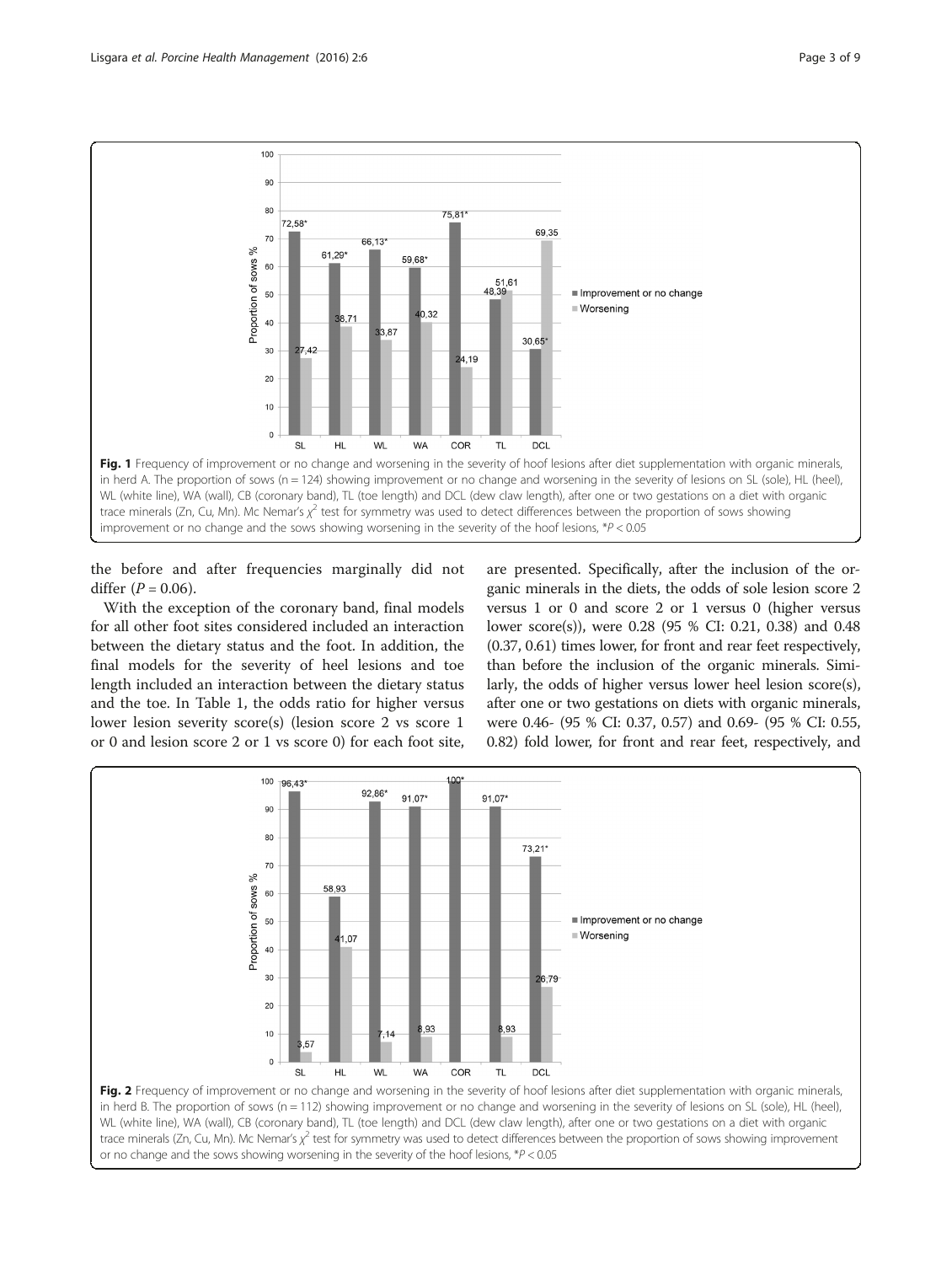Fig. 1 Frequency of improvement or no change and worsening in the severity of hoof lesions after diet supplementation with organic minerals, in herd A. The proportion of sows (n = 124) showing improvement or no change and worsening in the severity of lesions on SL (sole), HL (heel), WL (white line), WA (wall), CB (coronary band), TL (toe length) and DCL (dew claw length), after one or two gestations on a diet with organic trace minerals (Zn, Cu, Mn). Mc Nemar's $\chi^2$ test for symmetry was used to detect differences between the proportion of sows showing improvement or no change and the sows showing worsening in the severity of the hoof lesions, $^*P < 0.05$

the before and after frequencies marginally did not differ ($P = 0.06$).

With the exception of the coronary band, final models for all other foot sites considered included an interaction between the dietary status and the foot. In addition, the final models for the severity of heel lesions and toe length included an interaction between the dietary status and the toe. In Table 1, the odds ratio for higher versus lower lesion severity score(s) (lesion score 2 vs score 1 or 0 and lesion score 2 or 1 vs score 0) for each foot site, are presented. Specifically, after the inclusion of the organic minerals in the diets, the odds of sole lesion score 2 versus 1 or 0 and score 2 or 1 versus 0 (higher versus lower score(s)), were 0.28 (95 % CI: 0.21, 0.38) and 0.48 (0.37, 0.61) times lower, for front and rear feet respectively, than before the inclusion of the organic minerals. Similarly, the odds of higher versus lower heel lesion score(s), after one or two gestations on diets with organic minerals, were 0.46- (95 % CI: 0.37, 0.57) and 0.69- (95 % CI: 0.55, 0.82) fold lower, for front and rear feet, respectively, and

Fig. 2 Frequency of improvement or no change and worsening in the severity of hoof lesions after diet supplementation with organic minerals, in herd B. The proportion of sows (n = 112) showing improvement or no change and worsening in the severity of lesions on SL (sole), HL (heel), WL (white line), WA (wall), CB (coronary band), TL (toe length) and DCL (dew claw length), after one or two gestations on a diet with organic trace minerals (Zn, Cu, Mn). Mc Nemar's $\chi^2$ test for symmetry was used to detect differences between the proportion of sows showing improvement or no change and the sows showing worsening in the severity of the hoof lesions, $^*P < 0.05$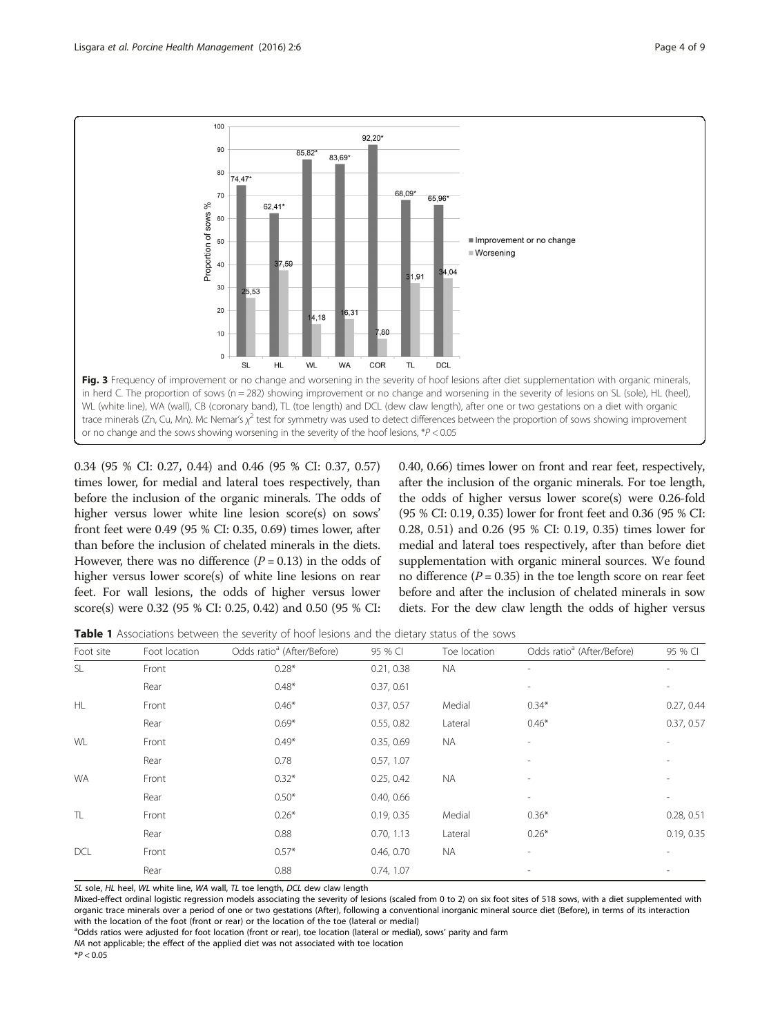**Fig. 3** Frequency of improvement or no change and worsening in the severity of hoof lesions after diet supplementation with organic minerals, in herd C. The proportion of sows (n = 282) showing improvement or no change and worsening in the severity of lesions on SL (sole), HL (heel), WL (white line), WA (wall), CB (coronary band), TL (toe length) and DCL (dew claw length), after one or two gestations on a diet with organic trace minerals (Zn, Cu, Mn). Mc Nemar's $\chi^2$ test for symmetry was used to detect differences between the proportion of sows showing improvement or no change and the sows showing worsening in the severity of the hoof lesions, *$P < 0.05$

0.34 (95 % CI: 0.27, 0.44) and 0.46 (95 % CI: 0.37, 0.57) times lower, for medial and lateral toes respectively, than before the inclusion of the organic minerals. The odds of higher versus lower white line lesion score(s) on sows' front feet were 0.49 (95 % CI: 0.35, 0.69) times lower, after than before the inclusion of chelated minerals in the diets. However, there was no difference ($P = 0.13$) in the odds of higher versus lower score(s) of white line lesions on rear feet. For wall lesions, the odds of higher versus lower score(s) were 0.32 (95 % CI: 0.25, 0.42) and 0.50 (95 % CI: 0.40, 0.66) times lower on front and rear feet, respectively, after the inclusion of the organic minerals. For toe length, the odds of higher versus lower score(s) were 0.26-fold (95 % CI: 0.19, 0.35) lower for front feet and 0.36 (95 % CI: 0.28, 0.51) and 0.26 (95 % CI: 0.19, 0.35) times lower for medial and lateral toes respectively, after than before diet supplementation with organic mineral sources. We found no difference ($P = 0.35$) in the toe length score on rear feet before and after the inclusion of chelated minerals in sow diets. For the dew claw length the odds of higher versus

**Table 1** Associations between the severity of hoof lesions and the dietary status of the sows

| Foot site | Foot location | Odds ratio[a] (After/Before) | 95 % CI | Toe location | Odds ratio[a] (After/Before) | 95 % CI |
|---|---|---|---|---|---|---|
| SL | Front | 0.28* | 0.21, 0.38 | NA | - | - |
| | Rear | 0.48* | 0.37, 0.61 | | - | - |
| HL | Front | 0.46* | 0.37, 0.57 | Medial | 0.34* | 0.27, 0.44 |
| | Rear | 0.69* | 0.55, 0.82 | Lateral | 0.46* | 0.37, 0.57 |
| WL | Front | 0.49* | 0.35, 0.69 | NA | - | - |
| | Rear | 0.78 | 0.57, 1.07 | | - | - |
| WA | Front | 0.32* | 0.25, 0.42 | NA | - | - |
| | Rear | 0.50* | 0.40, 0.66 | | - | - |
| TL | Front | 0.26* | 0.19, 0.35 | Medial | 0.36* | 0.28, 0.51 |
| | Rear | 0.88 | 0.70, 1.13 | Lateral | 0.26* | 0.19, 0.35 |
| DCL | Front | 0.57* | 0.46, 0.70 | NA | - | - |
| | Rear | 0.88 | 0.74, 1.07 | | - | - |

*SL* sole, *HL* heel, *WL* white line, *WA* wall, *TL* toe length, *DCL* dew claw length

Mixed-effect ordinal logistic regression models associating the severity of lesions (scaled from 0 to 2) on six foot sites of 518 sows, with a diet supplemented with organic trace minerals over a period of one or two gestations (After), following a conventional inorganic mineral source diet (Before), in terms of its interaction with the location of the foot (front or rear) or the location of the toe (lateral or medial)

[a]Odds ratios were adjusted for foot location (front or rear), toe location (lateral or medial), sows' parity and farm

*NA* not applicable; the effect of the applied diet was not associated with toe location

*$P < 0.05$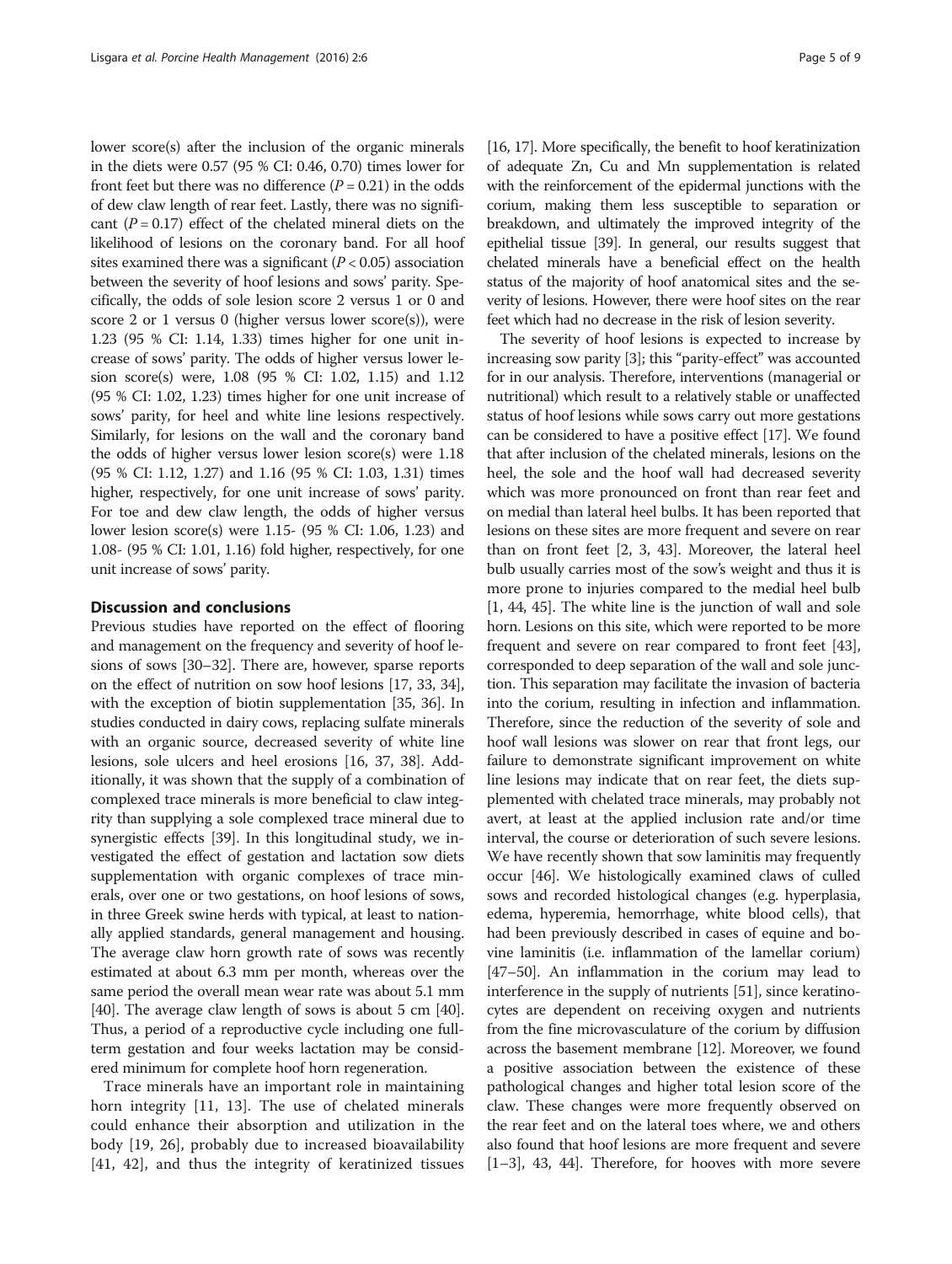lower score(s) after the inclusion of the organic minerals in the diets were 0.57 (95 % CI: 0.46, 0.70) times lower for front feet but there was no difference ($P = 0.21$) in the odds of dew claw length of rear feet. Lastly, there was no significant ($P = 0.17$) effect of the chelated mineral diets on the likelihood of lesions on the coronary band. For all hoof sites examined there was a significant ($P < 0.05$) association between the severity of hoof lesions and sows' parity. Specifically, the odds of sole lesion score 2 versus 1 or 0 and score 2 or 1 versus 0 (higher versus lower score(s)), were 1.23 (95 % CI: 1.14, 1.33) times higher for one unit increase of sows' parity. The odds of higher versus lower lesion score(s) were, 1.08 (95 % CI: 1.02, 1.15) and 1.12 (95 % CI: 1.02, 1.23) times higher for one unit increase of sows' parity, for heel and white line lesions respectively. Similarly, for lesions on the wall and the coronary band the odds of higher versus lower lesion score(s) were 1.18 (95 % CI: 1.12, 1.27) and 1.16 (95 % CI: 1.03, 1.31) times higher, respectively, for one unit increase of sows' parity. For toe and dew claw length, the odds of higher versus lower lesion score(s) were 1.15- (95 % CI: 1.06, 1.23) and 1.08- (95 % CI: 1.01, 1.16) fold higher, respectively, for one unit increase of sows' parity.

## Discussion and conclusions

Previous studies have reported on the effect of flooring and management on the frequency and severity of hoof lesions of sows [30–32]. There are, however, sparse reports on the effect of nutrition on sow hoof lesions [17, 33, 34], with the exception of biotin supplementation [35, 36]. In studies conducted in dairy cows, replacing sulfate minerals with an organic source, decreased severity of white line lesions, sole ulcers and heel erosions [16, 37, 38]. Additionally, it was shown that the supply of a combination of complexed trace minerals is more beneficial to claw integrity than supplying a sole complexed trace mineral due to synergistic effects [39]. In this longitudinal study, we investigated the effect of gestation and lactation sow diets supplementation with organic complexes of trace minerals, over one or two gestations, on hoof lesions of sows, in three Greek swine herds with typical, at least to nationally applied standards, general management and housing. The average claw horn growth rate of sows was recently estimated at about 6.3 mm per month, whereas over the same period the overall mean wear rate was about 5.1 mm [40]. The average claw length of sows is about 5 cm [40]. Thus, a period of a reproductive cycle including one full-term gestation and four weeks lactation may be considered minimum for complete hoof horn regeneration.

Trace minerals have an important role in maintaining horn integrity [11, 13]. The use of chelated minerals could enhance their absorption and utilization in the body [19, 26], probably due to increased bioavailability [41, 42], and thus the integrity of keratinized tissues [16, 17]. More specifically, the benefit to hoof keratinization of adequate Zn, Cu and Mn supplementation is related with the reinforcement of the epidermal junctions with the corium, making them less susceptible to separation or breakdown, and ultimately the improved integrity of the epithelial tissue [39]. In general, our results suggest that chelated minerals have a beneficial effect on the health status of the majority of hoof anatomical sites and the severity of lesions. However, there were hoof sites on the rear feet which had no decrease in the risk of lesion severity.

The severity of hoof lesions is expected to increase by increasing sow parity [3]; this "parity-effect" was accounted for in our analysis. Therefore, interventions (managerial or nutritional) which result to a relatively stable or unaffected status of hoof lesions while sows carry out more gestations can be considered to have a positive effect [17]. We found that after inclusion of the chelated minerals, lesions on the heel, the sole and the hoof wall had decreased severity which was more pronounced on front than rear feet and on medial than lateral heel bulbs. It has been reported that lesions on these sites are more frequent and severe on rear than on front feet [2, 3, 43]. Moreover, the lateral heel bulb usually carries most of the sow's weight and thus it is more prone to injuries compared to the medial heel bulb [1, 44, 45]. The white line is the junction of wall and sole horn. Lesions on this site, which were reported to be more frequent and severe on rear compared to front feet [43], corresponded to deep separation of the wall and sole junction. This separation may facilitate the invasion of bacteria into the corium, resulting in infection and inflammation. Therefore, since the reduction of the severity of sole and hoof wall lesions was slower on rear that front legs, our failure to demonstrate significant improvement on white line lesions may indicate that on rear feet, the diets supplemented with chelated trace minerals, may probably not avert, at least at the applied inclusion rate and/or time interval, the course or deterioration of such severe lesions. We have recently shown that sow laminitis may frequently occur [46]. We histologically examined claws of culled sows and recorded histological changes (e.g. hyperplasia, edema, hyperemia, hemorrhage, white blood cells), that had been previously described in cases of equine and bovine laminitis (i.e. inflammation of the lamellar corium) [47–50]. An inflammation in the corium may lead to interference in the supply of nutrients [51], since keratinocytes are dependent on receiving oxygen and nutrients from the fine microvasculature of the corium by diffusion across the basement membrane [12]. Moreover, we found a positive association between the existence of these pathological changes and higher total lesion score of the claw. These changes were more frequently observed on the rear feet and on the lateral toes where, we and others also found that hoof lesions are more frequent and severe [1–3], 43, 44]. Therefore, for hooves with more severe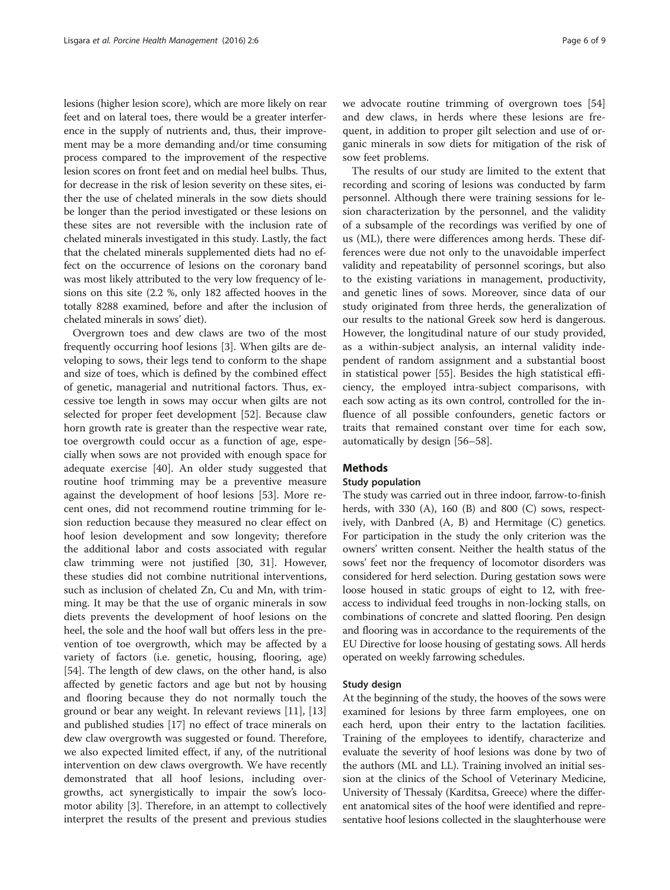lesions (higher lesion score), which are more likely on rear feet and on lateral toes, there would be a greater interference in the supply of nutrients and, thus, their improvement may be a more demanding and/or time consuming process compared to the improvement of the respective lesion scores on front feet and on medial heel bulbs. Thus, for decrease in the risk of lesion severity on these sites, either the use of chelated minerals in the sow diets should be longer than the period investigated or these lesions on these sites are not reversible with the inclusion rate of chelated minerals investigated in this study. Lastly, the fact that the chelated minerals supplemented diets had no effect on the occurrence of lesions on the coronary band was most likely attributed to the very low frequency of lesions on this site (2.2 %, only 182 affected hooves in the totally 8288 examined, before and after the inclusion of chelated minerals in sows' diet).

Overgrown toes and dew claws are two of the most frequently occurring hoof lesions [3]. When gilts are developing to sows, their legs tend to conform to the shape and size of toes, which is defined by the combined effect of genetic, managerial and nutritional factors. Thus, excessive toe length in sows may occur when gilts are not selected for proper feet development [52]. Because claw horn growth rate is greater than the respective wear rate, toe overgrowth could occur as a function of age, especially when sows are not provided with enough space for adequate exercise [40]. An older study suggested that routine hoof trimming may be a preventive measure against the development of hoof lesions [53]. More recent ones, did not recommend routine trimming for lesion reduction because they measured no clear effect on hoof lesion development and sow longevity; therefore the additional labor and costs associated with regular claw trimming were not justified [30, 31]. However, these studies did not combine nutritional interventions, such as inclusion of chelated Zn, Cu and Mn, with trimming. It may be that the use of organic minerals in sow diets prevents the development of hoof lesions on the heel, the sole and the hoof wall but offers less in the prevention of toe overgrowth, which may be affected by a variety of factors (i.e. genetic, housing, flooring, age) [54]. The length of dew claws, on the other hand, is also affected by genetic factors and age but not by housing and flooring because they do not normally touch the ground or bear any weight. In relevant reviews [11], [13] and published studies [17] no effect of trace minerals on dew claw overgrowth was suggested or found. Therefore, we also expected limited effect, if any, of the nutritional intervention on dew claws overgrowth. We have recently demonstrated that all hoof lesions, including overgrowths, act synergistically to impair the sow's locomotor ability [3]. Therefore, in an attempt to collectively interpret the results of the present and previous studies we advocate routine trimming of overgrown toes [54] and dew claws, in herds where these lesions are frequent, in addition to proper gilt selection and use of organic minerals in sow diets for mitigation of the risk of sow feet problems.

The results of our study are limited to the extent that recording and scoring of lesions was conducted by farm personnel. Although there were training sessions for lesion characterization by the personnel, and the validity of a subsample of the recordings was verified by one of us (ML), there were differences among herds. These differences were due not only to the unavoidable imperfect validity and repeatability of personnel scorings, but also to the existing variations in management, productivity, and genetic lines of sows. Moreover, since data of our study originated from three herds, the generalization of our results to the national Greek sow herd is dangerous. However, the longitudinal nature of our study provided, as a within-subject analysis, an internal validity independent of random assignment and a substantial boost in statistical power [55]. Besides the high statistical efficiency, the employed intra-subject comparisons, with each sow acting as its own control, controlled for the influence of all possible confounders, genetic factors or traits that remained constant over time for each sow, automatically by design [56–58].

## Methods

### Study population

The study was carried out in three indoor, farrow-to-finish herds, with 330 (A), 160 (B) and 800 (C) sows, respectively, with Danbred (A, B) and Hermitage (C) genetics. For participation in the study the only criterion was the owners' written consent. Neither the health status of the sows' feet nor the frequency of locomotor disorders was considered for herd selection. During gestation sows were loose housed in static groups of eight to 12, with free-access to individual feed troughs in non-locking stalls, on combinations of concrete and slatted flooring. Pen design and flooring was in accordance to the requirements of the EU Directive for loose housing of gestating sows. All herds operated on weekly farrowing schedules.

### Study design

At the beginning of the study, the hooves of the sows were examined for lesions by three farm employees, one on each herd, upon their entry to the lactation facilities. Training of the employees to identify, characterize and evaluate the severity of hoof lesions was done by two of the authors (ML and LL). Training involved an initial session at the clinics of the School of Veterinary Medicine, University of Thessaly (Karditsa, Greece) where the different anatomical sites of the hoof were identified and representative hoof lesions collected in the slaughterhouse were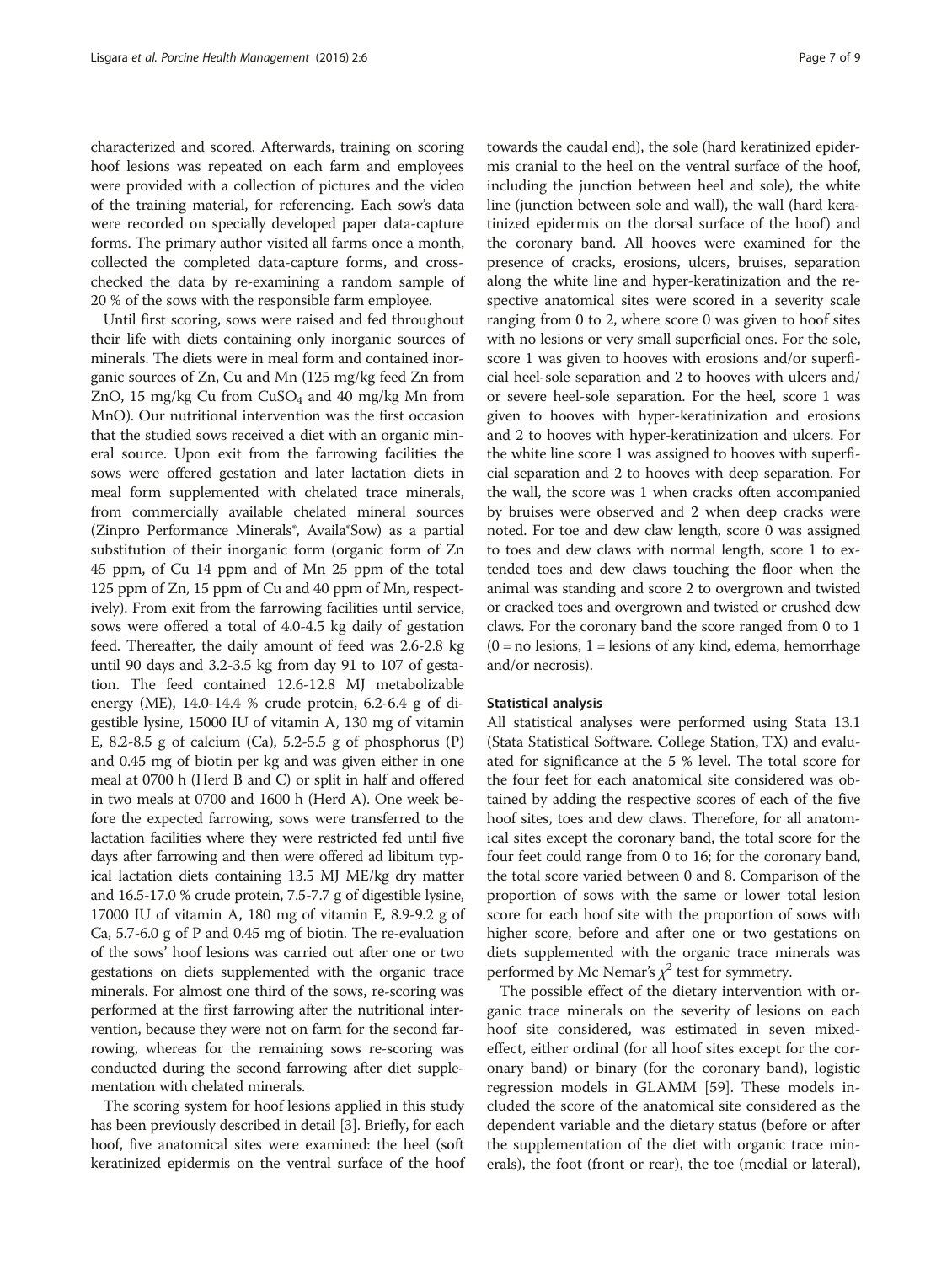characterized and scored. Afterwards, training on scoring hoof lesions was repeated on each farm and employees were provided with a collection of pictures and the video of the training material, for referencing. Each sow's data were recorded on specially developed paper data-capture forms. The primary author visited all farms once a month, collected the completed data-capture forms, and cross-checked the data by re-examining a random sample of 20 % of the sows with the responsible farm employee.

Until first scoring, sows were raised and fed throughout their life with diets containing only inorganic sources of minerals. The diets were in meal form and contained inorganic sources of Zn, Cu and Mn (125 mg/kg feed Zn from ZnO, 15 mg/kg Cu from $CuSO_4$ and 40 mg/kg Mn from MnO). Our nutritional intervention was the first occasion that the studied sows received a diet with an organic mineral source. Upon exit from the farrowing facilities the sows were offered gestation and later lactation diets in meal form supplemented with chelated trace minerals, from commercially available chelated mineral sources (Zinpro Performance Minerals®, Availa®Sow) as a partial substitution of their inorganic form (organic form of Zn 45 ppm, of Cu 14 ppm and of Mn 25 ppm of the total 125 ppm of Zn, 15 ppm of Cu and 40 ppm of Mn, respectively). From exit from the farrowing facilities until service, sows were offered a total of 4.0-4.5 kg daily of gestation feed. Thereafter, the daily amount of feed was 2.6-2.8 kg until 90 days and 3.2-3.5 kg from day 91 to 107 of gestation. The feed contained 12.6-12.8 MJ metabolizable energy (ME), 14.0-14.4 % crude protein, 6.2-6.4 g of digestible lysine, 15000 IU of vitamin A, 130 mg of vitamin E, 8.2-8.5 g of calcium (Ca), 5.2-5.5 g of phosphorus (P) and 0.45 mg of biotin per kg and was given either in one meal at 0700 h (Herd B and C) or split in half and offered in two meals at 0700 and 1600 h (Herd A). One week before the expected farrowing, sows were transferred to the lactation facilities where they were restricted fed until five days after farrowing and then were offered ad libitum typical lactation diets containing 13.5 MJ ME/kg dry matter and 16.5-17.0 % crude protein, 7.5-7.7 g of digestible lysine, 17000 IU of vitamin A, 180 mg of vitamin E, 8.9-9.2 g of Ca, 5.7-6.0 g of P and 0.45 mg of biotin. The re-evaluation of the sows' hoof lesions was carried out after one or two gestations on diets supplemented with the organic trace minerals. For almost one third of the sows, re-scoring was performed at the first farrowing after the nutritional intervention, because they were not on farm for the second farrowing, whereas for the remaining sows re-scoring was conducted during the second farrowing after diet supplementation with chelated minerals.

The scoring system for hoof lesions applied in this study has been previously described in detail [3]. Briefly, for each hoof, five anatomical sites were examined: the heel (soft keratinized epidermis on the ventral surface of the hoof towards the caudal end), the sole (hard keratinized epidermis cranial to the heel on the ventral surface of the hoof, including the junction between heel and sole), the white line (junction between sole and wall), the wall (hard keratinized epidermis on the dorsal surface of the hoof) and the coronary band. All hooves were examined for the presence of cracks, erosions, ulcers, bruises, separation along the white line and hyper-keratinization and the respective anatomical sites were scored in a severity scale ranging from 0 to 2, where score 0 was given to hoof sites with no lesions or very small superficial ones. For the sole, score 1 was given to hooves with erosions and/or superficial heel-sole separation and 2 to hooves with ulcers and/or severe heel-sole separation. For the heel, score 1 was given to hooves with hyper-keratinization and erosions and 2 to hooves with hyper-keratinization and ulcers. For the white line score 1 was assigned to hooves with superficial separation and 2 to hooves with deep separation. For the wall, the score was 1 when cracks often accompanied by bruises were observed and 2 when deep cracks were noted. For toe and dew claw length, score 0 was assigned to toes and dew claws with normal length, score 1 to extended toes and dew claws touching the floor when the animal was standing and score 2 to overgrown and twisted or cracked toes and overgrown and twisted or crushed dew claws. For the coronary band the score ranged from 0 to 1 (0 = no lesions, 1 = lesions of any kind, edema, hemorrhage and/or necrosis).

### Statistical analysis

All statistical analyses were performed using Stata 13.1 (Stata Statistical Software. College Station, TX) and evaluated for significance at the 5 % level. The total score for the four feet for each anatomical site considered was obtained by adding the respective scores of each of the five hoof sites, toes and dew claws. Therefore, for all anatomical sites except the coronary band, the total score for the four feet could range from 0 to 16; for the coronary band, the total score varied between 0 and 8. Comparison of the proportion of sows with the same or lower total lesion score for each hoof site with the proportion of sows with higher score, before and after one or two gestations on diets supplemented with the organic trace minerals was performed by Mc Nemar's $\chi^2$ test for symmetry.

The possible effect of the dietary intervention with organic trace minerals on the severity of lesions on each hoof site considered, was estimated in seven mixed-effect, either ordinal (for all hoof sites except for the coronary band) or binary (for the coronary band), logistic regression models in GLAMM [59]. These models included the score of the anatomical site considered as the dependent variable and the dietary status (before or after the supplementation of the diet with organic trace minerals), the foot (front or rear), the toe (medial or lateral),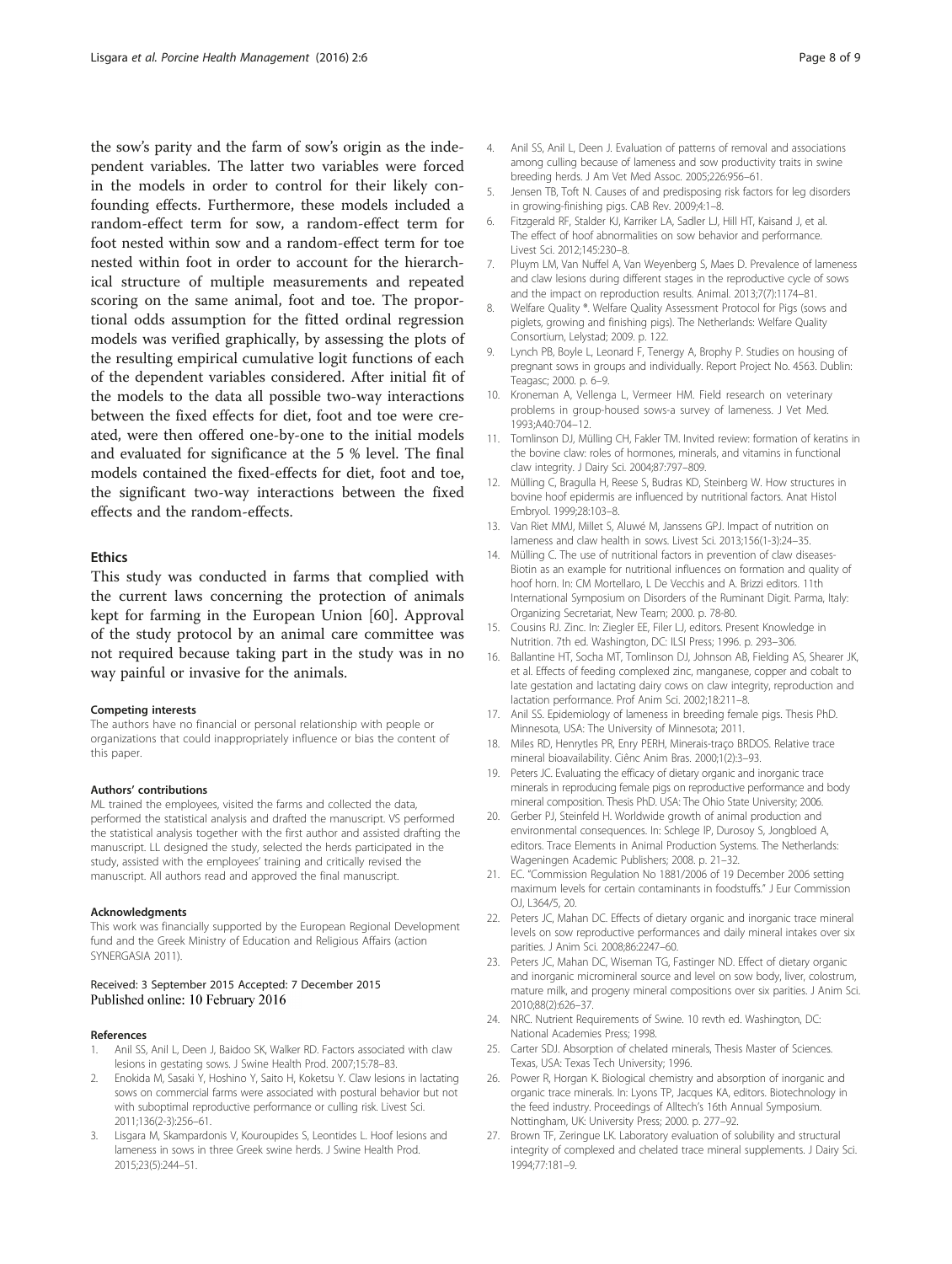the sow's parity and the farm of sow's origin as the independent variables. The latter two variables were forced in the models in order to control for their likely confounding effects. Furthermore, these models included a random-effect term for sow, a random-effect term for foot nested within sow and a random-effect term for toe nested within foot in order to account for the hierarchical structure of multiple measurements and repeated scoring on the same animal, foot and toe. The proportional odds assumption for the fitted ordinal regression models was verified graphically, by assessing the plots of the resulting empirical cumulative logit functions of each of the dependent variables considered. After initial fit of the models to the data all possible two-way interactions between the fixed effects for diet, foot and toe were created, were then offered one-by-one to the initial models and evaluated for significance at the 5 % level. The final models contained the fixed-effects for diet, foot and toe, the significant two-way interactions between the fixed effects and the random-effects.

## Ethics

This study was conducted in farms that complied with the current laws concerning the protection of animals kept for farming in the European Union [60]. Approval of the study protocol by an animal care committee was not required because taking part in the study was in no way painful or invasive for the animals.

#### Competing interests

The authors have no financial or personal relationship with people or organizations that could inappropriately influence or bias the content of this paper.

#### Authors' contributions

ML trained the employees, visited the farms and collected the data, performed the statistical analysis and drafted the manuscript. VS performed the statistical analysis together with the first author and assisted drafting the manuscript. LL designed the study, selected the herds participated in the study, assisted with the employees' training and critically revised the manuscript. All authors read and approved the final manuscript.

#### Acknowledgments

This work was financially supported by the European Regional Development fund and the Greek Ministry of Education and Religious Affairs (action SYNERGASIA 2011).

Received: 3 September 2015 Accepted: 7 December 2015
Published online: 10 February 2016

#### References

1. Anil SS, Anil L, Deen J, Baidoo SK, Walker RD. Factors associated with claw lesions in gestating sows. J Swine Health Prod. 2007;15:78–83.
2. Enokida M, Sasaki Y, Hoshino Y, Saito H, Koketsu Y. Claw lesions in lactating sows on commercial farms were associated with postural behavior but not with suboptimal reproductive performance or culling risk. Livest Sci. 2011;136(2-3):256–61.
3. Lisgara M, Skampardonis V, Kouroupides S, Leontides L. Hoof lesions and lameness in sows in three Greek swine herds. J Swine Health Prod. 2015;23(5):244–51.
4. Anil SS, Anil L, Deen J. Evaluation of patterns of removal and associations among culling because of lameness and sow productivity traits in swine breeding herds. J Am Vet Med Assoc. 2005;226:956–61.
5. Jensen TB, Toft N. Causes of and predisposing risk factors for leg disorders in growing-finishing pigs. CAB Rev. 2009;4:1–8.
6. Fitzgerald RF, Stalder KJ, Karriker LA, Sadler LJ, Hill HT, Kaisand J, et al. The effect of hoof abnormalities on sow behavior and performance. Livest Sci. 2012;145:230–8.
7. Pluym LM, Van Nuffel A, Van Weyenberg S, Maes D. Prevalence of lameness and claw lesions during different stages in the reproductive cycle of sows and the impact on reproduction results. Animal. 2013;7(7):1174–81.
8. Welfare Quality ®. Welfare Quality Assessment Protocol for Pigs (sows and piglets, growing and finishing pigs). The Netherlands: Welfare Quality Consortium, Lelystad; 2009. p. 122.
9. Lynch PB, Boyle L, Leonard F, Tenergy A, Brophy P. Studies on housing of pregnant sows in groups and individually. Report Project No. 4563. Dublin: Teagasc; 2000. p. 6–9.
10. Kroneman A, Vellenga L, Vermeer HM. Field research on veterinary problems in group-housed sows-a survey of lameness. J Vet Med. 1993;A40:704–12.
11. Tomlinson DJ, Mülling CH, Fakler TM. Invited review: formation of keratins in the bovine claw: roles of hormones, minerals, and vitamins in functional claw integrity. J Dairy Sci. 2004;87:797–809.
12. Mülling C, Bragulla H, Reese S, Budras KD, Steinberg W. How structures in bovine hoof epidermis are influenced by nutritional factors. Anat Histol Embryol. 1999;28:103–8.
13. Van Riet MMJ, Millet S, Aluwé M, Janssens GPJ. Impact of nutrition on lameness and claw health in sows. Livest Sci. 2013;156(1-3):24–35.
14. Mülling C. The use of nutritional factors in prevention of claw diseases-Biotin as an example for nutritional influences on formation and quality of hoof horn. In: CM Mortellaro, L De Vecchis and A. Brizzi editors. 11th International Symposium on Disorders of the Ruminant Digit. Parma, Italy: Organizing Secretariat, New Team; 2000. p. 78-80.
15. Cousins RJ. Zinc. In: Ziegler EE, Filer LJ, editors. Present Knowledge in Nutrition. 7th ed. Washington, DC: ILSI Press; 1996. p. 293–306.
16. Ballantine HT, Socha MT, Tomlinson DJ, Johnson AB, Fielding AS, Shearer JK, et al. Effects of feeding complexed zinc, manganese, copper and cobalt to late gestation and lactating dairy cows on claw integrity, reproduction and lactation performance. Prof Anim Sci. 2002;18:211–8.
17. Anil SS. Epidemiology of lameness in breeding female pigs. Thesis PhD. Minnesota, USA: The University of Minnesota; 2011.
18. Miles RD, Henrytles PR, Enry PERH, Minerais-traço BRDOS. Relative trace mineral bioavailability. Ciênc Anim Bras. 2000;1(2):3–93.
19. Peters JC. Evaluating the efficacy of dietary organic and inorganic trace minerals in reproducing female pigs on reproductive performance and body mineral composition. Thesis PhD. USA: The Ohio State University; 2006.
20. Gerber PJ, Steinfeld H. Worldwide growth of animal production and environmental consequences. In: Schlege IP, Durosoy S, Jongbloed A, editors. Trace Elements in Animal Production Systems. The Netherlands: Wageningen Academic Publishers; 2008. p. 21–32.
21. EC. "Commission Regulation No 1881/2006 of 19 December 2006 setting maximum levels for certain contaminants in foodstuffs." J Eur Commission OJ, L364/5, 20.
22. Peters JC, Mahan DC. Effects of dietary organic and inorganic trace mineral levels on sow reproductive performances and daily mineral intakes over six parities. J Anim Sci. 2008;86:2247–60.
23. Peters JC, Mahan DC, Wiseman TG, Fastinger ND. Effect of dietary organic and inorganic micromineral source and level on sow body, liver, colostrum, mature milk, and progeny mineral compositions over six parities. J Anim Sci. 2010;88(2):626–37.
24. NRC. Nutrient Requirements of Swine. 10 revth ed. Washington, DC: National Academies Press; 1998.
25. Carter SDJ. Absorption of chelated minerals, Thesis Master of Sciences. Texas, USA: Texas Tech University; 1996.
26. Power R, Horgan K. Biological chemistry and absorption of inorganic and organic trace minerals. In: Lyons TP, Jacques KA, editors. Biotechnology in the feed industry. Proceedings of Alltech's 16th Annual Symposium. Nottingham, UK: University Press; 2000. p. 277–92.
27. Brown TF, Zeringue LK. Laboratory evaluation of solubility and structural integrity of complexed and chelated trace mineral supplements. J Dairy Sci. 1994;77:181–9.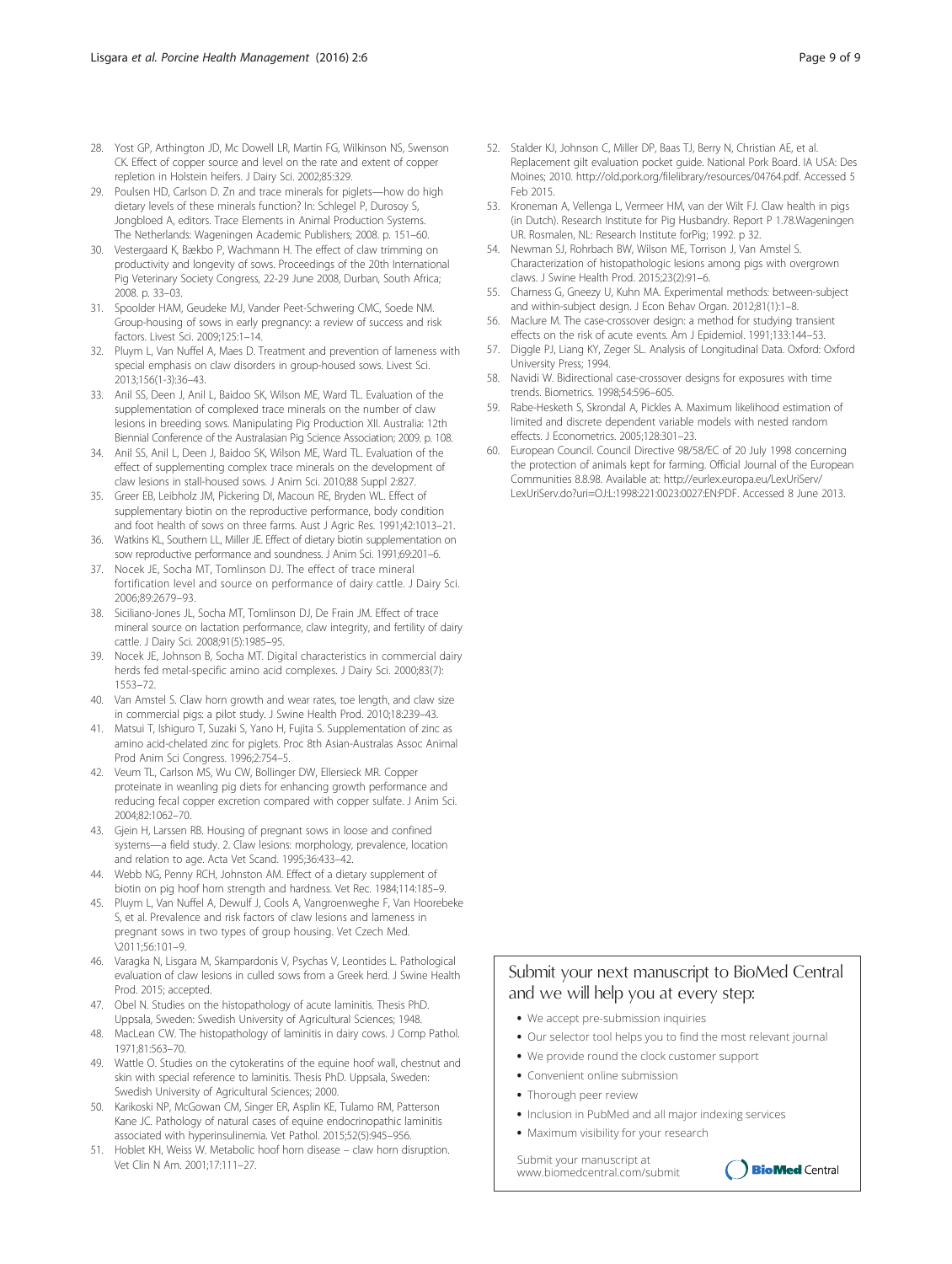28. Yost GP, Arthington JD, Mc Dowell LR, Martin FG, Wilkinson NS, Swenson CK. Effect of copper source and level on the rate and extent of copper repletion in Holstein heifers. J Dairy Sci. 2002;85:329.
29. Poulsen HD, Carlson D. Zn and trace minerals for piglets—how do high dietary levels of these minerals function? In: Schlegel P, Durosoy S, Jongbloed A, editors. Trace Elements in Animal Production Systems. The Netherlands: Wageningen Academic Publishers; 2008. p. 151–60.
30. Vestergaard K, Bækbo P, Wachmann H. The effect of claw trimming on productivity and longevity of sows. Proceedings of the 20th International Pig Veterinary Society Congress, 22-29 June 2008, Durban, South Africa; 2008. p. 33–03.
31. Spoolder HAM, Geudeke MJ, Vander Peet-Schwering CMC, Soede NM. Group-housing of sows in early pregnancy: a review of success and risk factors. Livest Sci. 2009;125:1–14.
32. Pluym L, Van Nuffel A, Maes D. Treatment and prevention of lameness with special emphasis on claw disorders in group-housed sows. Livest Sci. 2013;156(1-3):36–43.
33. Anil SS, Deen J, Anil L, Baidoo SK, Wilson ME, Ward TL. Evaluation of the supplementation of complexed trace minerals on the number of claw lesions in breeding sows. Manipulating Pig Production XII. Australia: 12th Biennial Conference of the Australasian Pig Science Association; 2009. p. 108.
34. Anil SS, Anil L, Deen J, Baidoo SK, Wilson ME, Ward TL. Evaluation of the effect of supplementing complex trace minerals on the development of claw lesions in stall-housed sows. J Anim Sci. 2010;88 Suppl 2:827.
35. Greer EB, Leibholz JM, Pickering DI, Macoun RE, Bryden WL. Effect of supplementary biotin on the reproductive performance, body condition and foot health of sows on three farms. Aust J Agric Res. 1991;42:1013–21.
36. Watkins KL, Southern LL, Miller JE. Effect of dietary biotin supplementation on sow reproductive performance and soundness. J Anim Sci. 1991;69:201–6.
37. Nocek JE, Socha MT, Tomlinson DJ. The effect of trace mineral fortification level and source on performance of dairy cattle. J Dairy Sci. 2006;89:2679–93.
38. Siciliano-Jones JL, Socha MT, Tomlinson DJ, De Frain JM. Effect of trace mineral source on lactation performance, claw integrity, and fertility of dairy cattle. J Dairy Sci. 2008;91(5):1985–95.
39. Nocek JE, Johnson B, Socha MT. Digital characteristics in commercial dairy herds fed metal-specific amino acid complexes. J Dairy Sci. 2000;83(7):1553–72.
40. Van Amstel S. Claw horn growth and wear rates, toe length, and claw size in commercial pigs: a pilot study. J Swine Health Prod. 2010;18:239–43.
41. Matsui T, Ishiguro T, Suzaki S, Yano H, Fujita S. Supplementation of zinc as amino acid-chelated zinc for piglets. Proc 8th Asian-Australas Assoc Animal Prod Anim Sci Congress. 1996;2:754–5.
42. Veum TL, Carlson MS, Wu CW, Bollinger DW, Ellersieck MR. Copper proteinate in weanling pig diets for enhancing growth performance and reducing fecal copper excretion compared with copper sulfate. J Anim Sci. 2004;82:1062–70.
43. Gjein H, Larssen RB. Housing of pregnant sows in loose and confined systems—a field study. 2. Claw lesions: morphology, prevalence, location and relation to age. Acta Vet Scand. 1995;36:433–42.
44. Webb NG, Penny RCH, Johnston AM. Effect of a dietary supplement of biotin on pig hoof horn strength and hardness. Vet Rec. 1984;114:185–9.
45. Pluym L, Van Nuffel A, Dewulf J, Cools A, Vangroenweghe F, Van Hoorebeke S, et al. Prevalence and risk factors of claw lesions and lameness in pregnant sows in two types of group housing. Vet Czech Med. \2011;56:101–9.
46. Varagka N, Lisgara M, Skampardonis V, Psychas V, Leontides L. Pathological evaluation of claw lesions in culled sows from a Greek herd. J Swine Health Prod. 2015; accepted.
47. Obel N. Studies on the histopathology of acute laminitis. Thesis PhD. Uppsala, Sweden: Swedish University of Agricultural Sciences; 1948.
48. MacLean CW. The histopathology of laminitis in dairy cows. J Comp Pathol. 1971;81:563–70.
49. Wattle O. Studies on the cytokeratins of the equine hoof wall, chestnut and skin with special reference to laminitis. Thesis PhD. Uppsala, Sweden: Swedish University of Agricultural Sciences; 2000.
50. Karikoski NP, McGowan CM, Singer ER, Asplin KE, Tulamo RM, Patterson Kane JC. Pathology of natural cases of equine endocrinopathic laminitis associated with hyperinsulinemia. Vet Pathol. 2015;52(5):945–956.
51. Hoblet KH, Weiss W. Metabolic hoof horn disease – claw horn disruption. Vet Clin N Am. 2001;17:111–27.
52. Stalder KJ, Johnson C, Miller DP, Baas TJ, Berry N, Christian AE, et al. Replacement gilt evaluation pocket guide. National Pork Board. IA USA: Des Moines; 2010. http://old.pork.org/filelibrary/resources/04764.pdf. Accessed 5 Feb 2015.
53. Kroneman A, Vellenga L, Vermeer HM, van der Wilt FJ. Claw health in pigs (in Dutch). Research Institute for Pig Husbandry. Report P 1.78.Wageningen UR. Rosmalen, NL: Research Institute forPig; 1992. p 32.
54. Newman SJ, Rohrbach BW, Wilson ME, Torrison J, Van Amstel S. Characterization of histopathologic lesions among pigs with overgrown claws. J Swine Health Prod. 2015;23(2):91–6.
55. Charness G, Gneezy U, Kuhn MA. Experimental methods: between-subject and within-subject design. J Econ Behav Organ. 2012;81(1):1–8.
56. Maclure M. The case-crossover design: a method for studying transient effects on the risk of acute events. Am J Epidemiol. 1991;133:144–53.
57. Diggle PJ, Liang KY, Zeger SL. Analysis of Longitudinal Data. Oxford: Oxford University Press; 1994.
58. Navidi W. Bidirectional case-crossover designs for exposures with time trends. Biometrics. 1998;54:596–605.
59. Rabe-Hesketh S, Skrondal A, Pickles A. Maximum likelihood estimation of limited and discrete dependent variable models with nested random effects. J Econometrics. 2005;128:301–23.
60. European Council. Council Directive 98/58/EC of 20 July 1998 concerning the protection of animals kept for farming. Official Journal of the European Communities 8.8.98. Available at: http://eurlex.europa.eu/LexUriServ/LexUriServ.do?uri=OJ:L:1998:221:0023:0027:EN:PDF. Accessed 8 June 2013.

Submit your next manuscript to BioMed Central and we will help you at every step:

- We accept pre-submission inquiries
- Our selector tool helps you to find the most relevant journal
- We provide round the clock customer support
- Convenient online submission
- Thorough peer review
- Inclusion in PubMed and all major indexing services
- Maximum visibility for your research

Submit your manuscript at www.biomedcentral.com/submit

BioMed Central